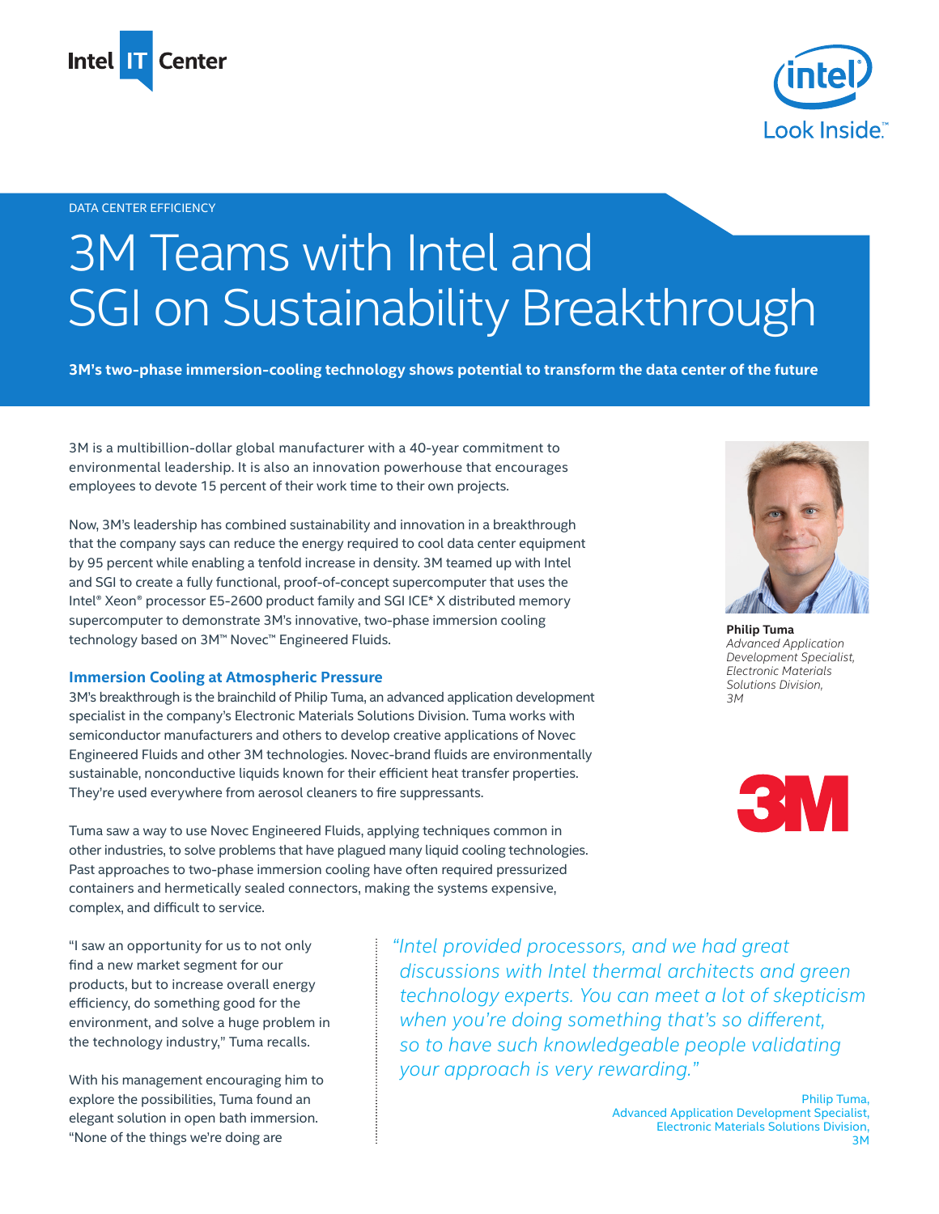Intel IT Center

DATA CENTER EFFICIENCY

# 3M Teams with Intel and SGI on Sustainability Breakthrough

**3M's two-phase immersion-cooling technology shows potential to transform the data center of the future**

3M is a multibillion-dollar global manufacturer with a 40-year commitment to environmental leadership. It is also an innovation powerhouse that encourages employees to devote 15 percent of their work time to their own projects.

Now, 3M's leadership has combined sustainability and innovation in a breakthrough that the company says can reduce the energy required to cool data center equipment by 95 percent while enabling a tenfold increase in density. 3M teamed up with Intel and SGI to create a fully functional, proof-of-concept supercomputer that uses the Intel® Xeon® processor E5-2600 product family and SGI ICE* X distributed memory supercomputer to demonstrate 3M's innovative, two-phase immersion cooling technology based on 3M™ Novec™ Engineered Fluids.

**Philip Tuma**
*Advanced Application Development Specialist, Electronic Materials Solutions Division, 3M*

## Immersion Cooling at Atmospheric Pressure

3M's breakthrough is the brainchild of Philip Tuma, an advanced application development specialist in the company's Electronic Materials Solutions Division. Tuma works with semiconductor manufacturers and others to develop creative applications of Novec Engineered Fluids and other 3M technologies. Novec-brand fluids are environmentally sustainable, nonconductive liquids known for their efficient heat transfer properties. They're used everywhere from aerosol cleaners to fire suppressants.

Tuma saw a way to use Novec Engineered Fluids, applying techniques common in other industries, to solve problems that have plagued many liquid cooling technologies. Past approaches to two-phase immersion cooling have often required pressurized containers and hermetically sealed connectors, making the systems expensive, complex, and difficult to service.

"I saw an opportunity for us to not only find a new market segment for our products, but to increase overall energy efficiency, do something good for the environment, and solve a huge problem in the technology industry," Tuma recalls.

With his management encouraging him to explore the possibilities, Tuma found an elegant solution in open bath immersion. "None of the things we're doing are

> *"Intel provided processors, and we had great discussions with Intel thermal architects and green technology experts. You can meet a lot of skepticism when you're doing something that's so different, so to have such knowledgeable people validating your approach is very rewarding."*
>
> Philip Tuma,
> Advanced Application Development Specialist,
> Electronic Materials Solutions Division,
> 3M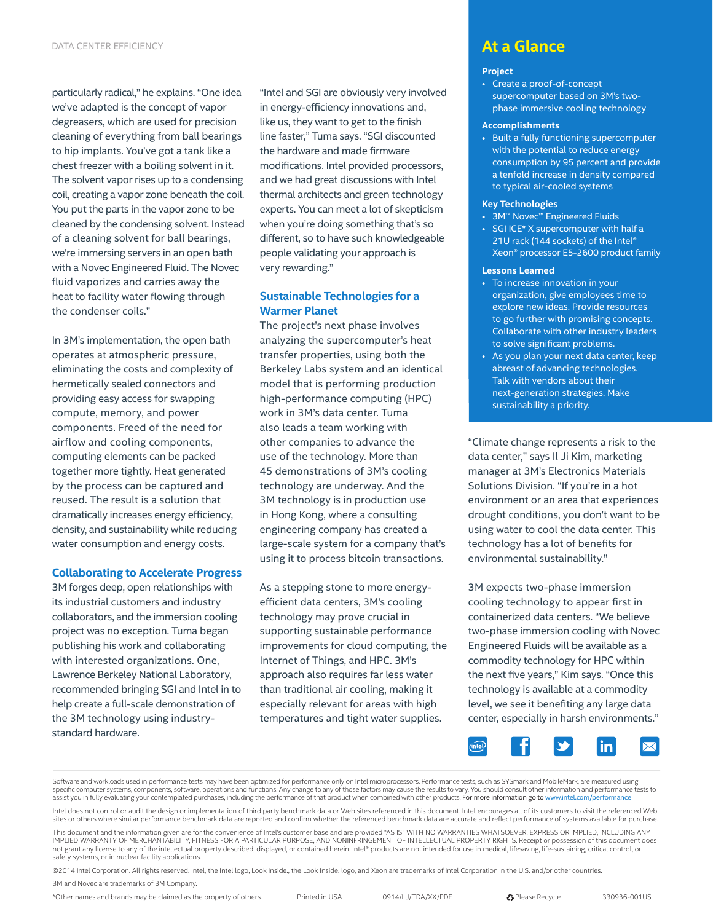particularly radical," he explains. "One idea we've adapted is the concept of vapor degreasers, which are used for precision cleaning of everything from ball bearings to hip implants. You've got a tank like a chest freezer with a boiling solvent in it. The solvent vapor rises up to a condensing coil, creating a vapor zone beneath the coil. You put the parts in the vapor zone to be cleaned by the condensing solvent. Instead of a cleaning solvent for ball bearings, we're immersing servers in an open bath with a Novec Engineered Fluid. The Novec fluid vaporizes and carries away the heat to facility water flowing through the condenser coils."

In 3M's implementation, the open bath operates at atmospheric pressure, eliminating the costs and complexity of hermetically sealed connectors and providing easy access for swapping compute, memory, and power components. Freed of the need for airflow and cooling components, computing elements can be packed together more tightly. Heat generated by the process can be captured and reused. The result is a solution that dramatically increases energy efficiency, density, and sustainability while reducing water consumption and energy costs.

## Collaborating to Accelerate Progress

3M forges deep, open relationships with its industrial customers and industry collaborators, and the immersion cooling project was no exception. Tuma began publishing his work and collaborating with interested organizations. One, Lawrence Berkeley National Laboratory, recommended bringing SGI and Intel in to help create a full-scale demonstration of the 3M technology using industry-standard hardware.

"Intel and SGI are obviously very involved in energy-efficiency innovations and, like us, they want to get to the finish line faster," Tuma says. "SGI discounted the hardware and made firmware modifications. Intel provided processors, and we had great discussions with Intel thermal architects and green technology experts. You can meet a lot of skepticism when you're doing something that's so different, so to have such knowledgeable people validating your approach is very rewarding."

## Sustainable Technologies for a Warmer Planet

The project's next phase involves analyzing the supercomputer's heat transfer properties, using both the Berkeley Labs system and an identical model that is performing production high-performance computing (HPC) work in 3M's data center. Tuma also leads a team working with other companies to advance the use of the technology. More than 45 demonstrations of 3M's cooling technology are underway. And the 3M technology is in production use in Hong Kong, where a consulting engineering company has created a large-scale system for a company that's using it to process bitcoin transactions.

As a stepping stone to more energy-efficient data centers, 3M's cooling technology may prove crucial in supporting sustainable performance improvements for cloud computing, the Internet of Things, and HPC. 3M's approach also requires far less water than traditional air cooling, making it especially relevant for areas with high temperatures and tight water supplies.

## At a Glance

### Project

- Create a proof-of-concept supercomputer based on 3M's two-phase immersive cooling technology

### Accomplishments

- Built a fully functioning supercomputer with the potential to reduce energy consumption by 95 percent and provide a tenfold increase in density compared to typical air-cooled systems

### Key Technologies

- 3M™ Novec™ Engineered Fluids
- SGI ICE* X supercomputer with half a 21U rack (144 sockets) of the Intel® Xeon® processor E5-2600 product family

### Lessons Learned

- To increase innovation in your organization, give employees time to explore new ideas. Provide resources to go further with promising concepts. Collaborate with other industry leaders to solve significant problems.
- As you plan your next data center, keep abreast of advancing technologies. Talk with vendors about their next-generation strategies. Make sustainability a priority.

"Climate change represents a risk to the data center," says Il Ji Kim, marketing manager at 3M's Electronics Materials Solutions Division. "If you're in a hot environment or an area that experiences drought conditions, you don't want to be using water to cool the data center. This technology has a lot of benefits for environmental sustainability."

3M expects two-phase immersion cooling technology to appear first in containerized data centers. "We believe two-phase immersion cooling with Novec Engineered Fluids will be available as a commodity technology for HPC within the next five years," Kim says. "Once this technology is available at a commodity level, we see it benefiting any large data center, especially in harsh environments."

Software and workloads used in performance tests may have been optimized for performance only on Intel microprocessors. Performance tests, such as SYSmark and MobileMark, are measured using specific computer systems, components, software, operations and functions. Any change to any of those factors may cause the results to vary. You should consult other information and performance tests to assist you in fully evaluating your contemplated purchases, including the performance of that product when combined with other products. For more information go to www.intel.com/performance

Intel does not control or audit the design or implementation of third party benchmark data or Web sites referenced in this document. Intel encourages all of its customers to visit the referenced Web sites or others where similar performance benchmark data are reported and confirm whether the referenced benchmark data are accurate and reflect performance of systems available for purchase.

This document and the information given are for the convenience of Intel's customer base and are provided "AS IS" WITH NO WARRANTIES WHATSOEVER, EXPRESS OR IMPLIED, INCLUDING ANY IMPLIED WARRANTY OF MERCHANTABILITY, FITNESS FOR A PARTICULAR PURPOSE, AND NONINFRINGEMENT OF INTELLECTUAL PROPERTY RIGHTS. Receipt or possession of this document does not grant any license to any of the intellectual property described, displayed, or contained herein. Intel® products are not intended for use in medical, lifesaving, life-sustaining, critical control, or safety systems, or in nuclear facility applications.

©2014 Intel Corporation. All rights reserved. Intel, the Intel logo, Look Inside., the Look Inside. logo, and Xeon are trademarks of Intel Corporation in the U.S. and/or other countries.

3M and Novec are trademarks of 3M Company.

*Other names and brands may be claimed as the property of others. Printed in USA 0914/LJ/TDA/XX/PDF Please Recycle 330936-001US